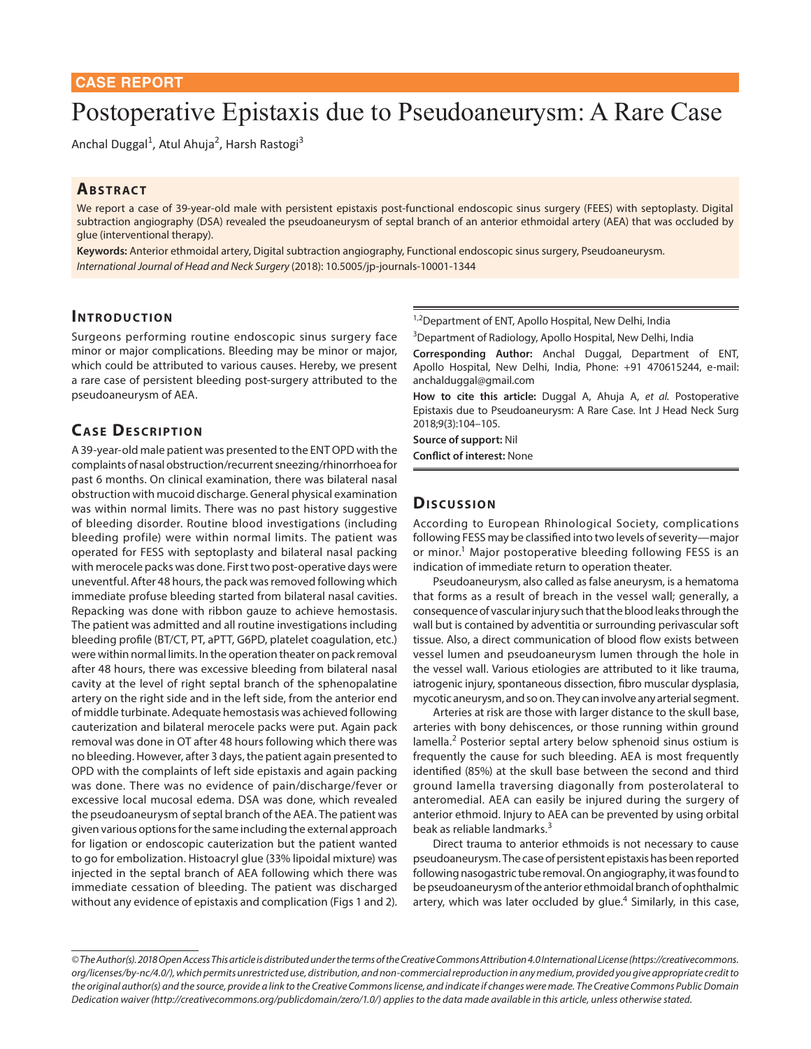CASE REPORT

# Postoperative Epistaxis due to Pseudoaneurysm: A Rare Case

Anchal Duggal[1], Atul Ahuja[2], Harsh Rastogi[3]

## Abstract

We report a case of 39-year-old male with persistent epistaxis post-functional endoscopic sinus surgery (FEES) with septoplasty. Digital subtraction angiography (DSA) revealed the pseudoaneurysm of septal branch of an anterior ethmoidal artery (AEA) that was occluded by glue (interventional therapy).

**Keywords:** Anterior ethmoidal artery, Digital subtraction angiography, Functional endoscopic sinus surgery, Pseudoaneurysm.

*International Journal of Head and Neck Surgery* (2018): 10.5005/jp-journals-10001-1344

## Introduction

Surgeons performing routine endoscopic sinus surgery face minor or major complications. Bleeding may be minor or major, which could be attributed to various causes. Hereby, we present a rare case of persistent bleeding post-surgery attributed to the pseudoaneurysm of AEA.

## Case Description

A 39-year-old male patient was presented to the ENT OPD with the complaints of nasal obstruction/recurrent sneezing/rhinorrhoea for past 6 months. On clinical examination, there was bilateral nasal obstruction with mucoid discharge. General physical examination was within normal limits. There was no past history suggestive of bleeding disorder. Routine blood investigations (including bleeding profile) were within normal limits. The patient was operated for FESS with septoplasty and bilateral nasal packing with merocele packs was done. First two post-operative days were uneventful. After 48 hours, the pack was removed following which immediate profuse bleeding started from bilateral nasal cavities. Repacking was done with ribbon gauze to achieve hemostasis. The patient was admitted and all routine investigations including bleeding profile (BT/CT, PT, aPTT, G6PD, platelet coagulation, etc.) were within normal limits. In the operation theater on pack removal after 48 hours, there was excessive bleeding from bilateral nasal cavity at the level of right septal branch of the sphenopalatine artery on the right side and in the left side, from the anterior end of middle turbinate. Adequate hemostasis was achieved following cauterization and bilateral merocele packs were put. Again pack removal was done in OT after 48 hours following which there was no bleeding. However, after 3 days, the patient again presented to OPD with the complaints of left side epistaxis and again packing was done. There was no evidence of pain/discharge/fever or excessive local mucosal edema. DSA was done, which revealed the pseudoaneurysm of septal branch of the AEA. The patient was given various options for the same including the external approach for ligation or endoscopic cauterization but the patient wanted to go for embolization. Histoacryl glue (33% lipoidal mixture) was injected in the septal branch of AEA following which there was immediate cessation of bleeding. The patient was discharged without any evidence of epistaxis and complication (Figs 1 and 2).

[1,2]Department of ENT, Apollo Hospital, New Delhi, India

[3]Department of Radiology, Apollo Hospital, New Delhi, India

**Corresponding Author:** Anchal Duggal, Department of ENT, Apollo Hospital, New Delhi, India, Phone: +91 470615244, e-mail: anchalduggal@gmail.com

**How to cite this article:** Duggal A, Ahuja A, *et al.* Postoperative Epistaxis due to Pseudoaneurysm: A Rare Case. Int J Head Neck Surg 2018;9(3):104–105.

**Source of support:** Nil

**Conflict of interest:** None

## Discussion

According to European Rhinological Society, complications following FESS may be classified into two levels of severity—major or minor.[1] Major postoperative bleeding following FESS is an indication of immediate return to operation theater.

Pseudoaneurysm, also called as false aneurysm, is a hematoma that forms as a result of breach in the vessel wall; generally, a consequence of vascular injury such that the blood leaks through the wall but is contained by adventitia or surrounding perivascular soft tissue. Also, a direct communication of blood flow exists between vessel lumen and pseudoaneurysm lumen through the hole in the vessel wall. Various etiologies are attributed to it like trauma, iatrogenic injury, spontaneous dissection, fibro muscular dysplasia, mycotic aneurysm, and so on. They can involve any arterial segment.

Arteries at risk are those with larger distance to the skull base, arteries with bony dehiscences, or those running within ground lamella.[2] Posterior septal artery below sphenoid sinus ostium is frequently the cause for such bleeding. AEA is most frequently identified (85%) at the skull base between the second and third ground lamella traversing diagonally from posterolateral to anteromedial. AEA can easily be injured during the surgery of anterior ethmoid. Injury to AEA can be prevented by using orbital beak as reliable landmarks.[3]

Direct trauma to anterior ethmoids is not necessary to cause pseudoaneurysm. The case of persistent epistaxis has been reported following nasogastric tube removal. On angiography, it was found to be pseudoaneurysm of the anterior ethmoidal branch of ophthalmic artery, which was later occluded by glue.[4] Similarly, in this case,

© The Author(s). 2018 Open Access This article is distributed under the terms of the Creative Commons Attribution 4.0 International License (https://creativecommons.org/licenses/by-nc/4.0/), which permits unrestricted use, distribution, and non-commercial reproduction in any medium, provided you give appropriate credit to the original author(s) and the source, provide a link to the Creative Commons license, and indicate if changes were made. The Creative Commons Public Domain Dedication waiver (http://creativecommons.org/publicdomain/zero/1.0/) applies to the data made available in this article, unless otherwise stated.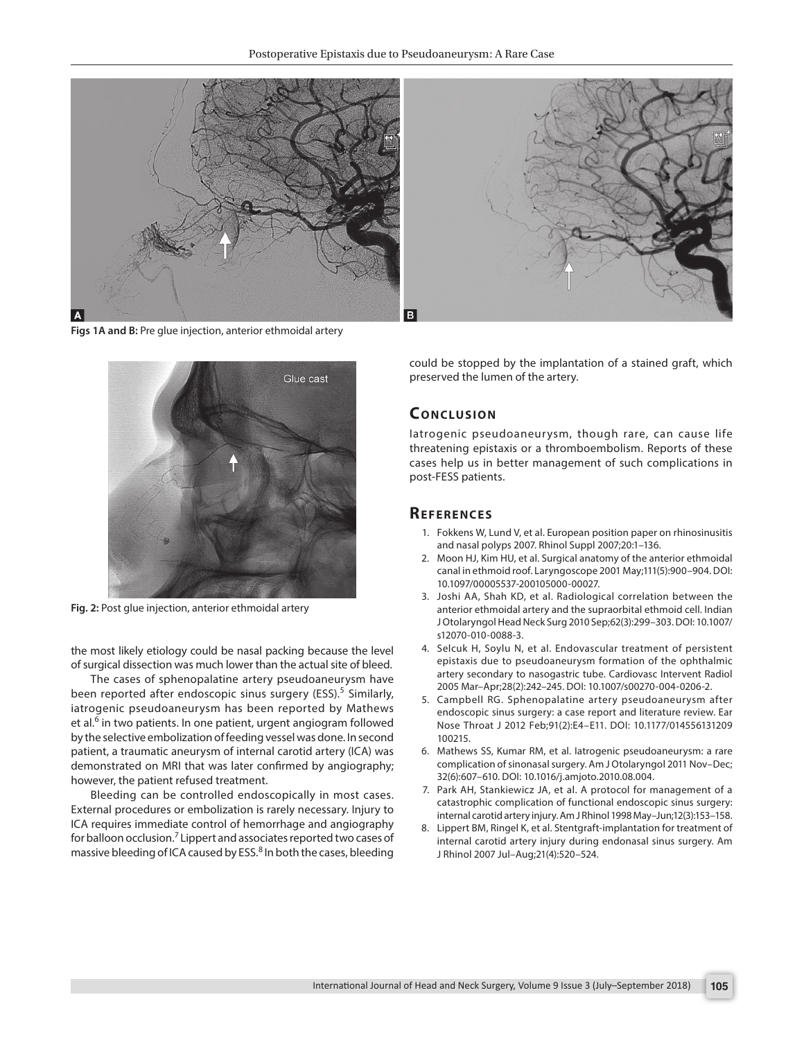Figs 1A and B: Pre glue injection, anterior ethmoidal artery

Glue cast

Fig. 2: Post glue injection, anterior ethmoidal artery

the most likely etiology could be nasal packing because the level of surgical dissection was much lower than the actual site of bleed.

The cases of sphenopalatine artery pseudoaneurysm have been reported after endoscopic sinus surgery (ESS).[5] Similarly, iatrogenic pseudoaneurysm has been reported by Mathews et al.[6] in two patients. In one patient, urgent angiogram followed by the selective embolization of feeding vessel was done. In second patient, a traumatic aneurysm of internal carotid artery (ICA) was demonstrated on MRI that was later confirmed by angiography; however, the patient refused treatment.

Bleeding can be controlled endoscopically in most cases. External procedures or embolization is rarely necessary. Injury to ICA requires immediate control of hemorrhage and angiography for balloon occlusion.[7] Lippert and associates reported two cases of massive bleeding of ICA caused by ESS.[8] In both the cases, bleeding could be stopped by the implantation of a stained graft, which preserved the lumen of the artery.

## Conclusion

Iatrogenic pseudoaneurysm, though rare, can cause life threatening epistaxis or a thromboembolism. Reports of these cases help us in better management of such complications in post-FESS patients.

## References

1. Fokkens W, Lund V, et al. European position paper on rhinosinusitis and nasal polyps 2007. Rhinol Suppl 2007;20:1–136.
2. Moon HJ, Kim HU, et al. Surgical anatomy of the anterior ethmoidal canal in ethmoid roof. Laryngoscope 2001 May;111(5):900–904. DOI: 10.1097/00005537-200105000-00027.
3. Joshi AA, Shah KD, et al. Radiological correlation between the anterior ethmoidal artery and the supraorbital ethmoid cell. Indian J Otolaryngol Head Neck Surg 2010 Sep;62(3):299–303. DOI: 10.1007/s12070-010-0088-3.
4. Selcuk H, Soylu N, et al. Endovascular treatment of persistent epistaxis due to pseudoaneurysm formation of the ophthalmic artery secondary to nasogastric tube. Cardiovasc Intervent Radiol 2005 Mar–Apr;28(2):242–245. DOI: 10.1007/s00270-004-0206-2.
5. Campbell RG. Sphenopalatine artery pseudoaneurysm after endoscopic sinus surgery: a case report and literature review. Ear Nose Throat J 2012 Feb;91(2):E4–E11. DOI: 10.1177/014556131209100215.
6. Mathews SS, Kumar RM, et al. Iatrogenic pseudoaneurysm: a rare complication of sinonasal surgery. Am J Otolaryngol 2011 Nov–Dec; 32(6):607–610. DOI: 10.1016/j.amjoto.2010.08.004.
7. Park AH, Stankiewicz JA, et al. A protocol for management of a catastrophic complication of functional endoscopic sinus surgery: internal carotid artery injury. Am J Rhinol 1998 May–Jun;12(3):153–158.
8. Lippert BM, Ringel K, et al. Stentgraft-implantation for treatment of internal carotid artery injury during endonasal sinus surgery. Am J Rhinol 2007 Jul–Aug;21(4):520–524.